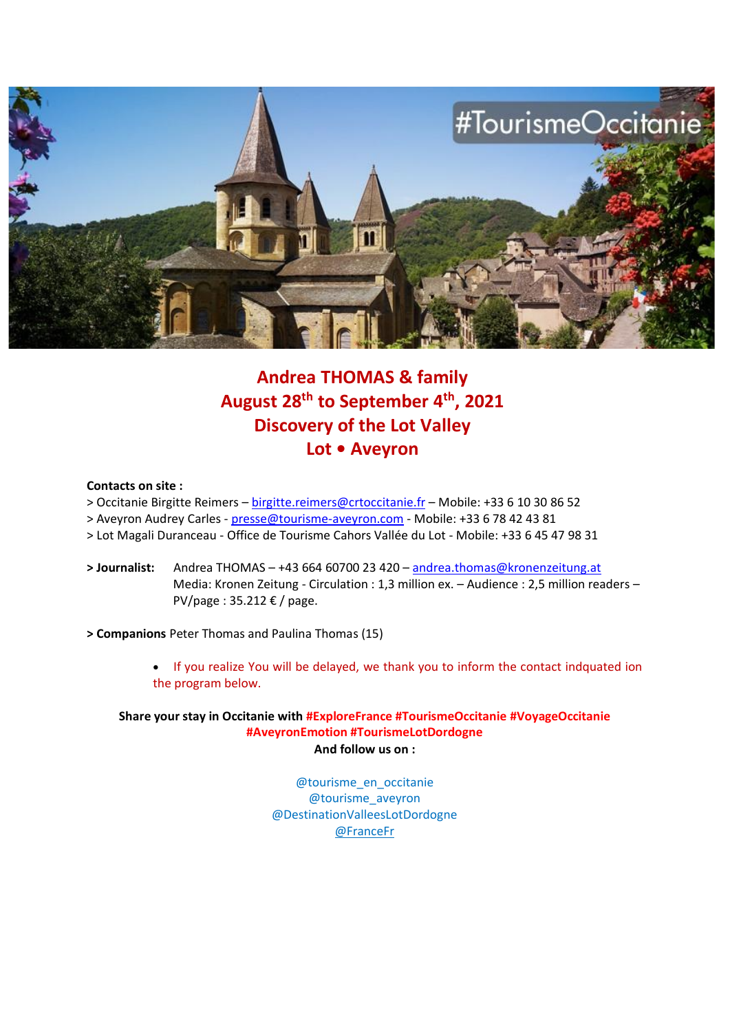# Andrea THOMAS & family
# August 28th to September 4th, 2021
# Discovery of the Lot Valley
# Lot • Aveyron

**Contacts on site :**

> Occitanie Birgitte Reimers – birgitte.reimers@crtoccitanie.fr – Mobile: +33 6 10 30 86 52
> Aveyron Audrey Carles - presse@tourisme-aveyron.com - Mobile: +33 6 78 42 43 81
> Lot Magali Duranceau - Office de Tourisme Cahors Vallée du Lot - Mobile: +33 6 45 47 98 31

**> Journalist:** Andrea THOMAS – +43 664 60700 23 420 – andrea.thomas@kronenzeitung.at
Media: Kronen Zeitung - Circulation : 1,3 million ex. – Audience : 2,5 million readers – PV/page : 35.212 € / page.

**> Companions** Peter Thomas and Paulina Thomas (15)

- If you realize You will be delayed, we thank you to inform the contact indquated ion the program below.

**Share your stay in Occitanie with #ExploreFrance #TourismeOccitanie #VoyageOccitanie #AveyronEmotion #TourismeLotDordogne**
**And follow us on :**

@tourisme_en_occitanie
@tourisme_aveyron
@DestinationValleesLotDordogne
@FranceFr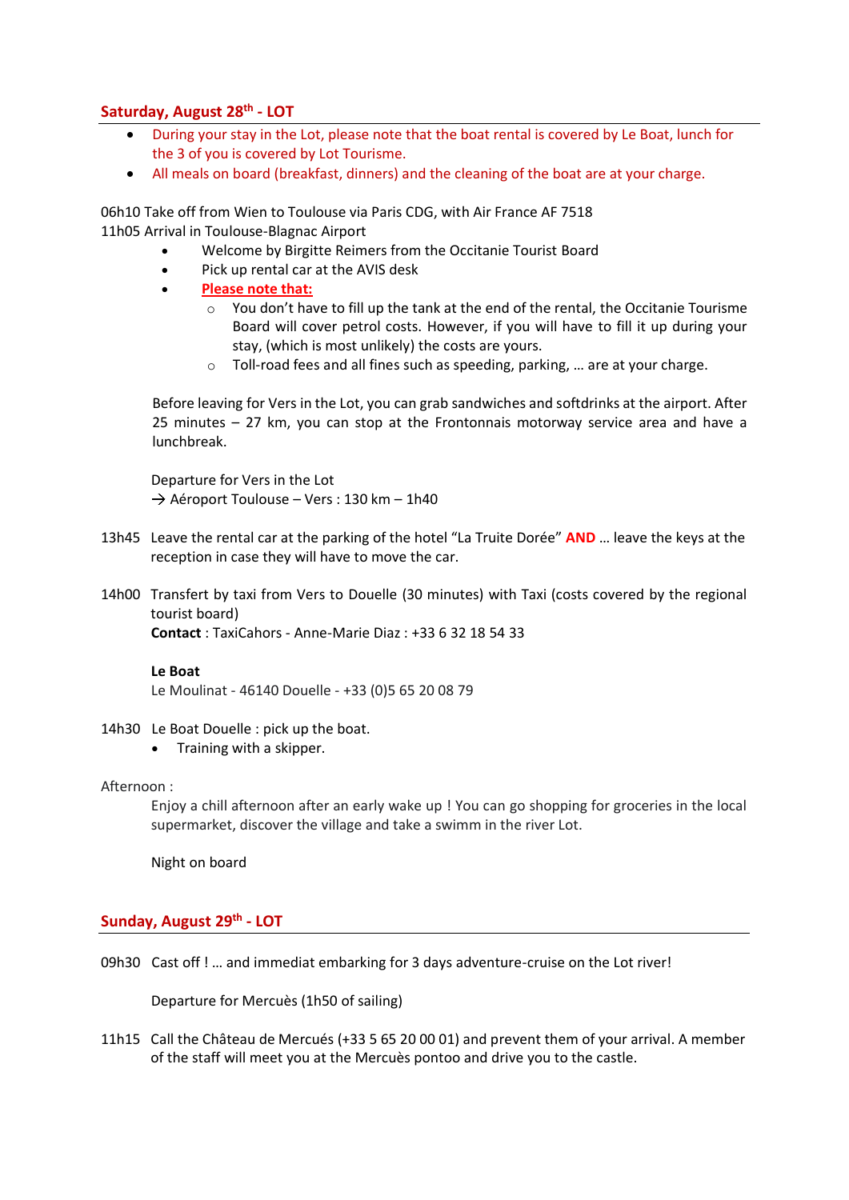## Saturday, August 28th - LOT

- During your stay in the Lot, please note that the boat rental is covered by Le Boat, lunch for the 3 of you is covered by Lot Tourisme.
- All meals on board (breakfast, dinners) and the cleaning of the boat are at your charge.

06h10 Take off from Wien to Toulouse via Paris CDG, with Air France AF 7518
11h05 Arrival in Toulouse-Blagnac Airport

- Welcome by Birgitte Reimers from the Occitanie Tourist Board
- Pick up rental car at the AVIS desk
- **Please note that:**
  - You don't have to fill up the tank at the end of the rental, the Occitanie Tourisme Board will cover petrol costs. However, if you will have to fill it up during your stay, (which is most unlikely) the costs are yours.
  - Toll-road fees and all fines such as speeding, parking, … are at your charge.

Before leaving for Vers in the Lot, you can grab sandwiches and softdrinks at the airport. After 25 minutes – 27 km, you can stop at the Frontonnais motorway service area and have a lunchbreak.

Departure for Vers in the Lot
→ Aéroport Toulouse – Vers : 130 km – 1h40

13h45 Leave the rental car at the parking of the hotel "La Truite Dorée" **AND** … leave the keys at the reception in case they will have to move the car.

14h00 Transfert by taxi from Vers to Douelle (30 minutes) with Taxi (costs covered by the regional tourist board)
**Contact** : TaxiCahors - Anne-Marie Diaz : +33 6 32 18 54 33

**Le Boat**
Le Moulinat - 46140 Douelle - +33 (0)5 65 20 08 79

14h30 Le Boat Douelle : pick up the boat.

- Training with a skipper.

Afternoon :

Enjoy a chill afternoon after an early wake up ! You can go shopping for groceries in the local supermarket, discover the village and take a swimm in the river Lot.

Night on board

## Sunday, August 29th - LOT

09h30 Cast off ! … and immediat embarking for 3 days adventure-cruise on the Lot river!

Departure for Mercuès (1h50 of sailing)

11h15 Call the Château de Mercués (+33 5 65 20 00 01) and prevent them of your arrival. A member of the staff will meet you at the Mercuès pontoo and drive you to the castle.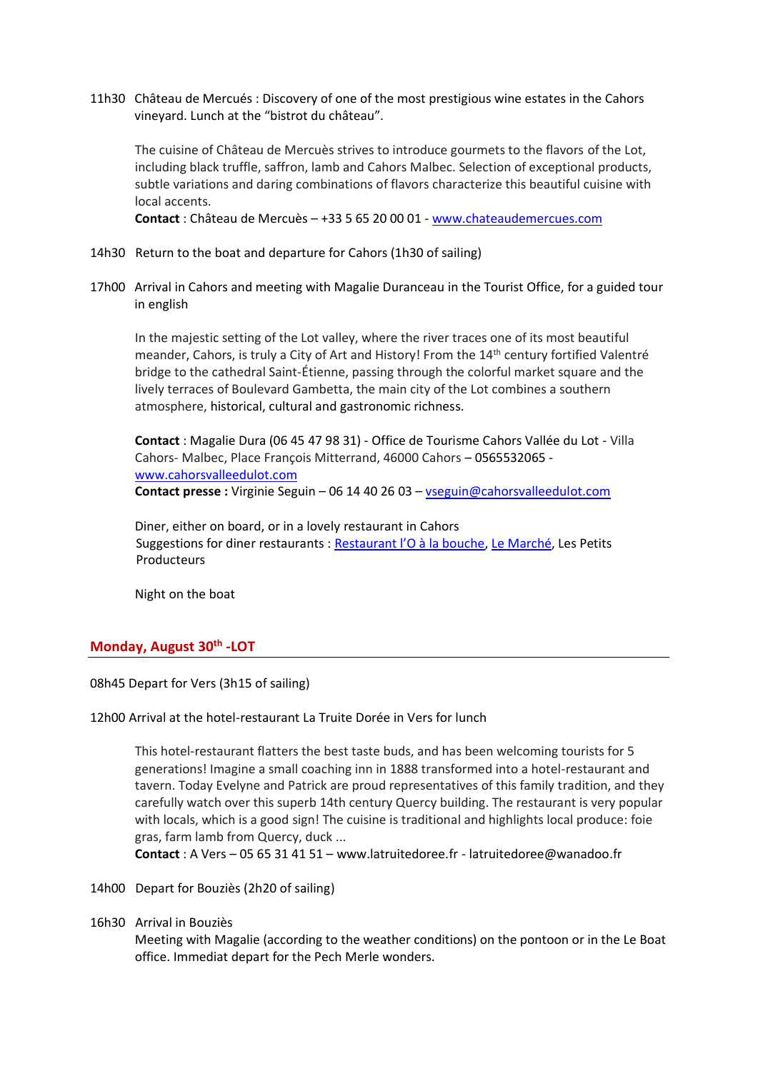11h30 Château de Mercués : Discovery of one of the most prestigious wine estates in the Cahors vineyard. Lunch at the "bistrot du château".

The cuisine of Château de Mercuès strives to introduce gourmets to the flavors of the Lot, including black truffle, saffron, lamb and Cahors Malbec. Selection of exceptional products, subtle variations and daring combinations of flavors characterize this beautiful cuisine with local accents.
**Contact** : Château de Mercuès – +33 5 65 20 00 01 - [www.chateaudemercues.com](www.chateaudemercues.com)

14h30 Return to the boat and departure for Cahors (1h30 of sailing)

17h00 Arrival in Cahors and meeting with Magalie Duranceau in the Tourist Office, for a guided tour in english

In the majestic setting of the Lot valley, where the river traces one of its most beautiful meander, Cahors, is truly a City of Art and History! From the 14th century fortified Valentré bridge to the cathedral Saint-Étienne, passing through the colorful market square and the lively terraces of Boulevard Gambetta, the main city of the Lot combines a southern atmosphere, historical, cultural and gastronomic richness.

**Contact** : Magalie Dura (06 45 47 98 31) - Office de Tourisme Cahors Vallée du Lot - Villa Cahors- Malbec, Place François Mitterrand, 46000 Cahors – 0565532065 - [www.cahorsvalleedulot.com](www.cahorsvalleedulot.com)
**Contact presse :** Virginie Seguin – 06 14 40 26 03 – [vseguin@cahorsvalleedulot.com](mailto:vseguin@cahorsvalleedulot.com)

Diner, either on board, or in a lovely restaurant in Cahors
Suggestions for diner restaurants : Restaurant l'O à la bouche, Le Marché, Les Petits Producteurs

Night on the boat

## Monday, August 30th -LOT

08h45 Depart for Vers (3h15 of sailing)

12h00 Arrival at the hotel-restaurant La Truite Dorée in Vers for lunch

This hotel-restaurant flatters the best taste buds, and has been welcoming tourists for 5 generations! Imagine a small coaching inn in 1888 transformed into a hotel-restaurant and tavern. Today Evelyne and Patrick are proud representatives of this family tradition, and they carefully watch over this superb 14th century Quercy building. The restaurant is very popular with locals, which is a good sign! The cuisine is traditional and highlights local produce: foie gras, farm lamb from Quercy, duck ...
**Contact** : A Vers – 05 65 31 41 51 – www.latruitedoree.fr - latruitedoree@wanadoo.fr

14h00 Depart for Bouziès (2h20 of sailing)

16h30 Arrival in Bouziès
Meeting with Magalie (according to the weather conditions) on the pontoon or in the Le Boat office. Immediat depart for the Pech Merle wonders.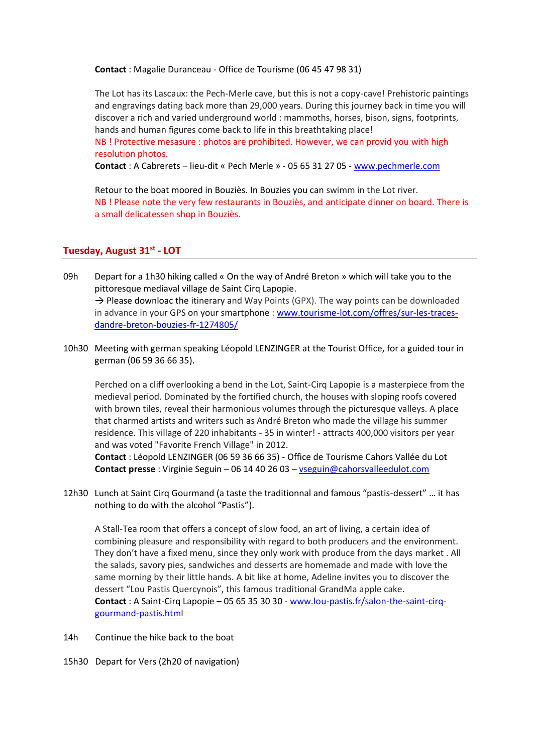**Contact** : Magalie Duranceau - Office de Tourisme (06 45 47 98 31)

The Lot has its Lascaux: the Pech-Merle cave, but this is not a copy-cave! Prehistoric paintings and engravings dating back more than 29,000 years. During this journey back in time you will discover a rich and varied underground world : mammoths, horses, bison, signs, footprints, hands and human figures come back to life in this breathtaking place!

NB ! Protective mesasure : photos are prohibited. However, we can provid you with high resolution photos.

**Contact** : A Cabrerets – lieu-dit « Pech Merle » - 05 65 31 27 05 - www.pechmerle.com

Retour to the boat moored in Bouziès. In Bouzies you can swimm in the Lot river.

NB ! Please note the very few restaurants in Bouziès, and anticipate dinner on board. There is a small delicatessen shop in Bouziès.

## Tuesday, August 31st - LOT

09h Depart for a 1h30 hiking called « On the way of André Breton » which will take you to the pittoresque mediaval village de Saint Cirq Lapopie.

→ Please downloac the itinerary and Way Points (GPX). The way points can be downloaded in advance in your GPS on your smartphone : www.tourisme-lot.com/offres/sur-les-traces-dandre-breton-bouzies-fr-1274805/

10h30 Meeting with german speaking Léopold LENZINGER at the Tourist Office, for a guided tour in german (06 59 36 66 35).

Perched on a cliff overlooking a bend in the Lot, Saint-Cirq Lapopie is a masterpiece from the medieval period. Dominated by the fortified church, the houses with sloping roofs covered with brown tiles, reveal their harmonious volumes through the picturesque valleys. A place that charmed artists and writers such as André Breton who made the village his summer residence. This village of 220 inhabitants - 35 in winter! - attracts 400,000 visitors per year and was voted "Favorite French Village" in 2012.

**Contact** : Léopold LENZINGER (06 59 36 66 35) - Office de Tourisme Cahors Vallée du Lot

**Contact presse** : Virginie Seguin – 06 14 40 26 03 – vseguin@cahorsvalleedulot.com

12h30 Lunch at Saint Cirq Gourmand (a taste the traditionnal and famous “pastis-dessert” … it has nothing to do with the alcohol “Pastis”).

A Stall-Tea room that offers a concept of slow food, an art of living, a certain idea of combining pleasure and responsibility with regard to both producers and the environment. They don’t have a fixed menu, since they only work with produce from the days market . All the salads, savory pies, sandwiches and desserts are homemade and made with love the same morning by their little hands. A bit like at home, Adeline invites you to discover the dessert “Lou Pastis Quercynois”, this famous traditional GrandMa apple cake.

**Contact** : A Saint-Cirq Lapopie – 05 65 35 30 30 - www.lou-pastis.fr/salon-the-saint-cirq-gourmand-pastis.html

14h Continue the hike back to the boat

15h30 Depart for Vers (2h20 of navigation)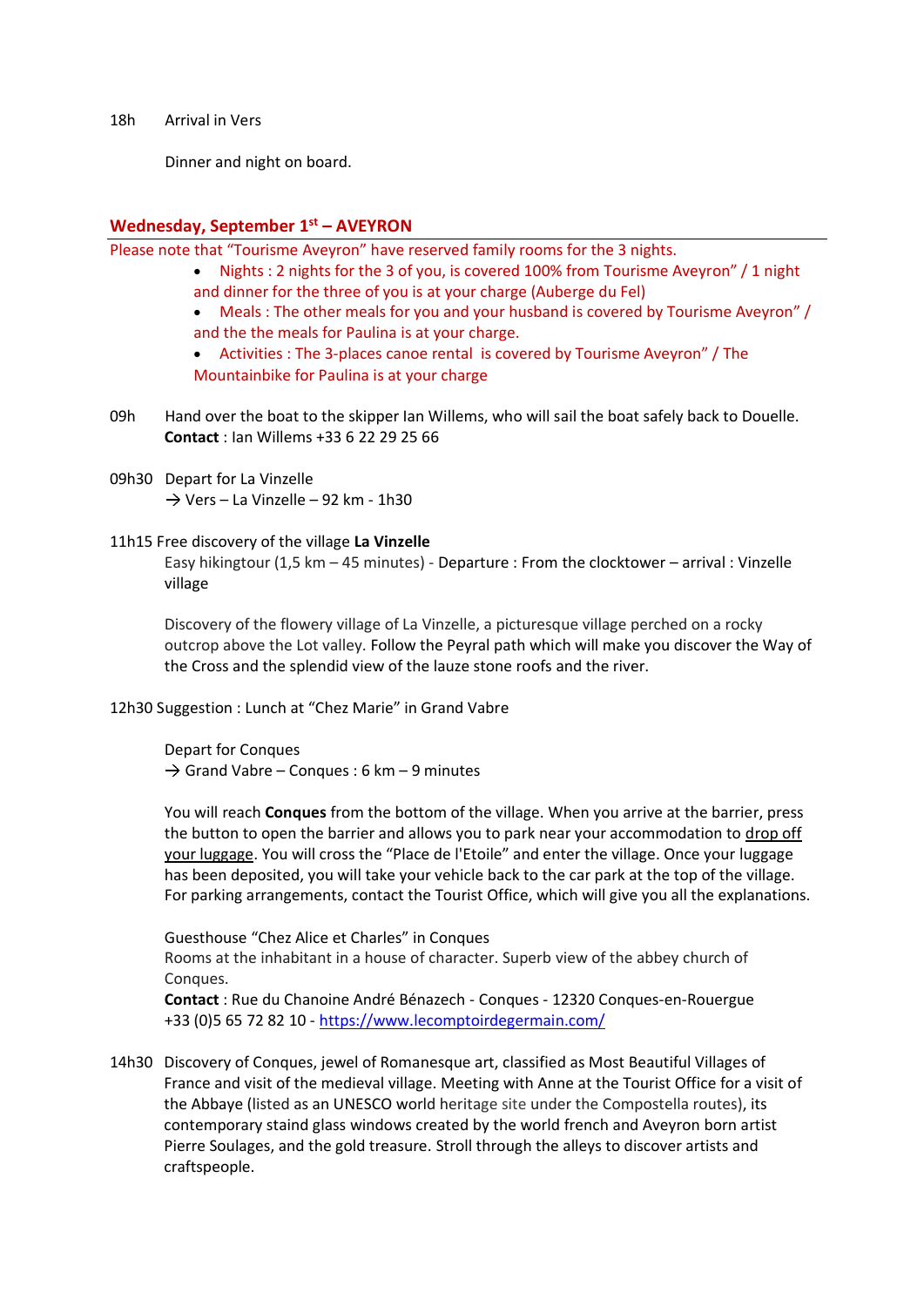18h Arrival in Vers

Dinner and night on board.

## Wednesday, September 1st – AVEYRON

Please note that "Tourisme Aveyron" have reserved family rooms for the 3 nights.

- Nights : 2 nights for the 3 of you, is covered 100% from Tourisme Aveyron" / 1 night and dinner for the three of you is at your charge (Auberge du Fel)
- Meals : The other meals for you and your husband is covered by Tourisme Aveyron" / and the the meals for Paulina is at your charge.
- Activities : The 3-places canoe rental is covered by Tourisme Aveyron" / The Mountainbike for Paulina is at your charge

09h Hand over the boat to the skipper Ian Willems, who will sail the boat safely back to Douelle.
**Contact** : Ian Willems +33 6 22 29 25 66

09h30 Depart for La Vinzelle
→ Vers – La Vinzelle – 92 km - 1h30

11h15 Free discovery of the village **La Vinzelle**
Easy hikingtour (1,5 km – 45 minutes) - Departure : From the clocktower – arrival : Vinzelle village

Discovery of the flowery village of La Vinzelle, a picturesque village perched on a rocky outcrop above the Lot valley. Follow the Peyral path which will make you discover the Way of the Cross and the splendid view of the lauze stone roofs and the river.

12h30 Suggestion : Lunch at "Chez Marie" in Grand Vabre

Depart for Conques
→ Grand Vabre – Conques : 6 km – 9 minutes

You will reach **Conques** from the bottom of the village. When you arrive at the barrier, press the button to open the barrier and allows you to park near your accommodation to drop off your luggage. You will cross the "Place de l'Etoile" and enter the village. Once your luggage has been deposited, you will take your vehicle back to the car park at the top of the village. For parking arrangements, contact the Tourist Office, which will give you all the explanations.

Guesthouse "Chez Alice et Charles" in Conques
Rooms at the inhabitant in a house of character. Superb view of the abbey church of Conques.
**Contact** : Rue du Chanoine André Bénazech - Conques - 12320 Conques-en-Rouergue
+33 (0)5 65 72 82 10 - https://www.lecomptoirdegermain.com/

14h30 Discovery of Conques, jewel of Romanesque art, classified as Most Beautiful Villages of France and visit of the medieval village. Meeting with Anne at the Tourist Office for a visit of the Abbaye (listed as an UNESCO world heritage site under the Compostella routes), its contemporary staind glass windows created by the world french and Aveyron born artist Pierre Soulages, and the gold treasure. Stroll through the alleys to discover artists and craftspeople.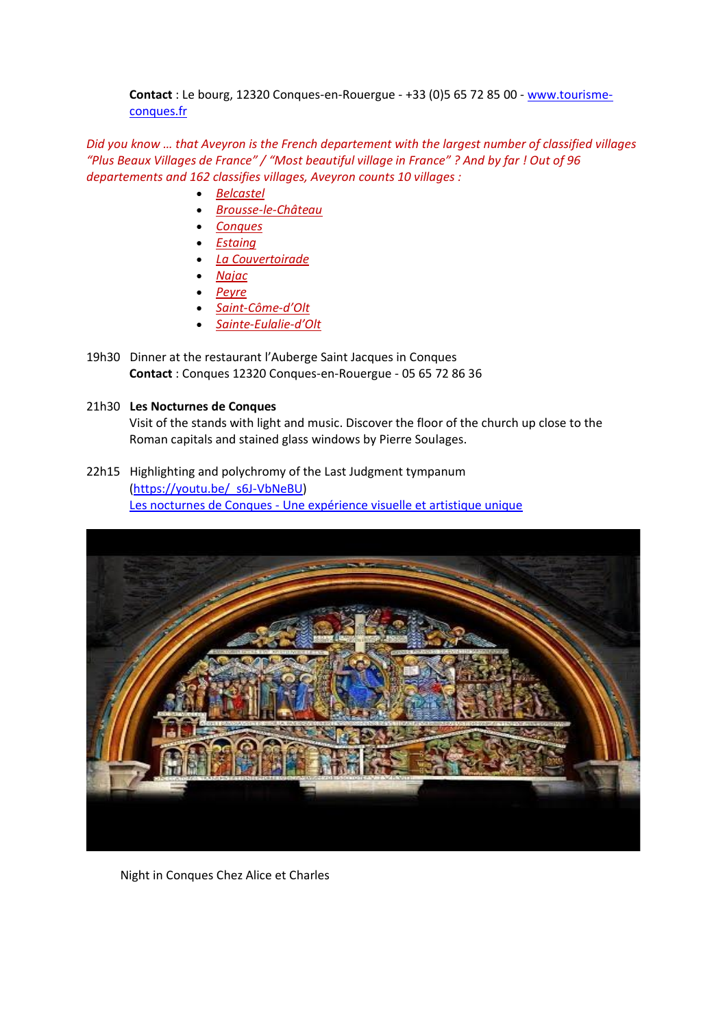**Contact** : Le bourg, 12320 Conques-en-Rouergue - +33 (0)5 65 72 85 00 - [www.tourisme-conques.fr](www.tourisme-conques.fr)

*Did you know … that Aveyron is the French departement with the largest number of classified villages "Plus Beaux Villages de France" / "Most beautiful village in France" ? And by far ! Out of 96 departements and 162 classifies villages, Aveyron counts 10 villages :*

- *Belcastel*
- *Brousse-le-Château*
- *Conques*
- *Estaing*
- *La Couvertoirade*
- *Najac*
- *Peyre*
- *Saint-Côme-d'Olt*
- *Sainte-Eulalie-d'Olt*

19h30 Dinner at the restaurant l'Auberge Saint Jacques in Conques
**Contact** : Conques 12320 Conques-en-Rouergue - 05 65 72 86 36

21h30 **Les Nocturnes de Conques**
Visit of the stands with light and music. Discover the floor of the church up close to the Roman capitals and stained glass windows by Pierre Soulages.

22h15 Highlighting and polychromy of the Last Judgment tympanum
([https://youtu.be/_s6J-VbNeBU](https://youtu.be/_s6J-VbNeBU))
[Les nocturnes de Conques - Une expérience visuelle et artistique unique](https://youtu.be/_s6J-VbNeBU)

Night in Conques Chez Alice et Charles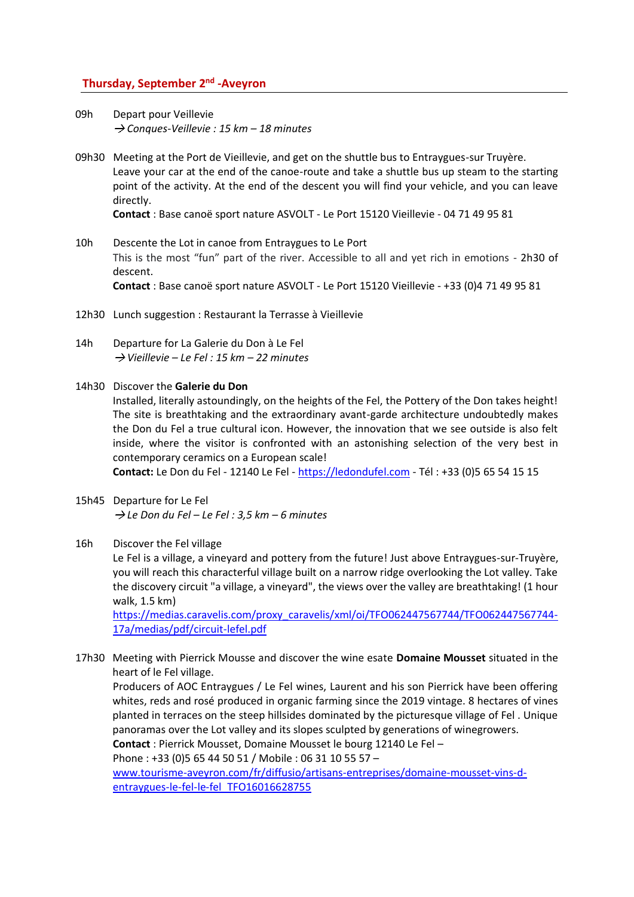## Thursday, September 2nd -Aveyron

09h Depart pour Veillevie
→ *Conques-Veillevie : 15 km – 18 minutes*

09h30 Meeting at the Port de Vieillevie, and get on the shuttle bus to Entraygues-sur Truyère.
Leave your car at the end of the canoe-route and take a shuttle bus up steam to the starting point of the activity. At the end of the descent you will find your vehicle, and you can leave directly.
**Contact** : Base canoë sport nature ASVOLT - Le Port 15120 Vieillevie - 04 71 49 95 81

10h Descente the Lot in canoe from Entraygues to Le Port
This is the most “fun” part of the river. Accessible to all and yet rich in emotions - 2h30 of descent.
**Contact** : Base canoë sport nature ASVOLT - Le Port 15120 Vieillevie - +33 (0)4 71 49 95 81

12h30 Lunch suggestion : Restaurant la Terrasse à Vieillevie

14h Departure for La Galerie du Don à Le Fel
→ *Vieillevie – Le Fel : 15 km – 22 minutes*

14h30 Discover the **Galerie du Don**
Installed, literally astoundingly, on the heights of the Fel, the Pottery of the Don takes height! The site is breathtaking and the extraordinary avant-garde architecture undoubtedly makes the Don du Fel a true cultural icon. However, the innovation that we see outside is also felt inside, where the visitor is confronted with an astonishing selection of the very best in contemporary ceramics on a European scale!
**Contact:** Le Don du Fel - 12140 Le Fel - https://ledondufel.com - Tél : +33 (0)5 65 54 15 15

15h45 Departure for Le Fel
→ *Le Don du Fel – Le Fel : 3,5 km – 6 minutes*

16h Discover the Fel village
Le Fel is a village, a vineyard and pottery from the future! Just above Entraygues-sur-Truyère, you will reach this characterful village built on a narrow ridge overlooking the Lot valley. Take the discovery circuit "a village, a vineyard", the views over the valley are breathtaking! (1 hour walk, 1.5 km)
https://medias.caravelis.com/proxy_caravelis/xml/oi/TFO062447567744/TFO062447567744-17a/medias/pdf/circuit-lefel.pdf

17h30 Meeting with Pierrick Mousse and discover the wine esate **Domaine Mousset** situated in the heart of le Fel village.
Producers of AOC Entraygues / Le Fel wines, Laurent and his son Pierrick have been offering whites, reds and rosé produced in organic farming since the 2019 vintage. 8 hectares of vines planted in terraces on the steep hillsides dominated by the picturesque village of Fel . Unique panoramas over the Lot valley and its slopes sculpted by generations of winegrowers.
**Contact** : Pierrick Mousset, Domaine Mousset le bourg 12140 Le Fel –
Phone : +33 (0)5 65 44 50 51 / Mobile : 06 31 10 55 57 –
www.tourisme-aveyron.com/fr/diffusio/artisans-entreprises/domaine-mousset-vins-d-entraygues-le-fel-le-fel_TFO16016628755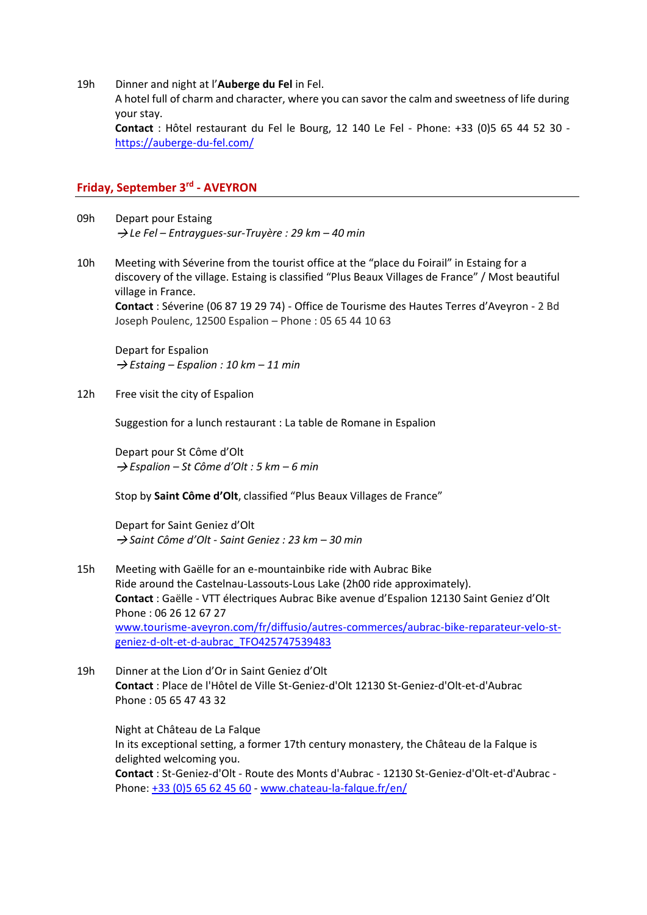19h Dinner and night at l'**Auberge du Fel** in Fel.
A hotel full of charm and character, where you can savor the calm and sweetness of life during your stay.
**Contact** : Hôtel restaurant du Fel le Bourg, 12 140 Le Fel - Phone: +33 (0)5 65 44 52 30 - https://auberge-du-fel.com/

## Friday, September 3rd - AVEYRON

09h Depart pour Estaing
*→ Le Fel – Entraygues-sur-Truyère : 29 km – 40 min*

10h Meeting with Séverine from the tourist office at the "place du Foirail" in Estaing for a discovery of the village. Estaing is classified "Plus Beaux Villages de France" / Most beautiful village in France.
**Contact** : Séverine (06 87 19 29 74) - Office de Tourisme des Hautes Terres d'Aveyron - 2 Bd Joseph Poulenc, 12500 Espalion – Phone : 05 65 44 10 63

Depart for Espalion
*→ Estaing – Espalion : 10 km – 11 min*

12h Free visit the city of Espalion

Suggestion for a lunch restaurant : La table de Romane in Espalion

Depart pour St Côme d'Olt
*→ Espalion – St Côme d'Olt : 5 km – 6 min*

Stop by **Saint Côme d'Olt**, classified "Plus Beaux Villages de France"

Depart for Saint Geniez d'Olt
*→ Saint Côme d'Olt - Saint Geniez : 23 km – 30 min*

15h Meeting with Gaëlle for an e-mountainbike ride with Aubrac Bike
Ride around the Castelnau-Lassouts-Lous Lake (2h00 ride approximately).
**Contact** : Gaëlle - VTT électriques Aubrac Bike avenue d'Espalion 12130 Saint Geniez d'Olt
Phone : 06 26 12 67 27
www.tourisme-aveyron.com/fr/diffusio/autres-commerces/aubrac-bike-reparateur-velo-st-geniez-d-olt-et-d-aubrac_TFO425747539483

19h Dinner at the Lion d'Or in Saint Geniez d'Olt
**Contact** : Place de l'Hôtel de Ville St-Geniez-d'Olt 12130 St-Geniez-d'Olt-et-d'Aubrac
Phone : 05 65 47 43 32

Night at Château de La Falque
In its exceptional setting, a former 17th century monastery, the Château de la Falque is delighted welcoming you.
**Contact** : St-Geniez-d'Olt - Route des Monts d'Aubrac - 12130 St-Geniez-d'Olt-et-d'Aubrac - Phone: +33 (0)5 65 62 45 60 - www.chateau-la-falque.fr/en/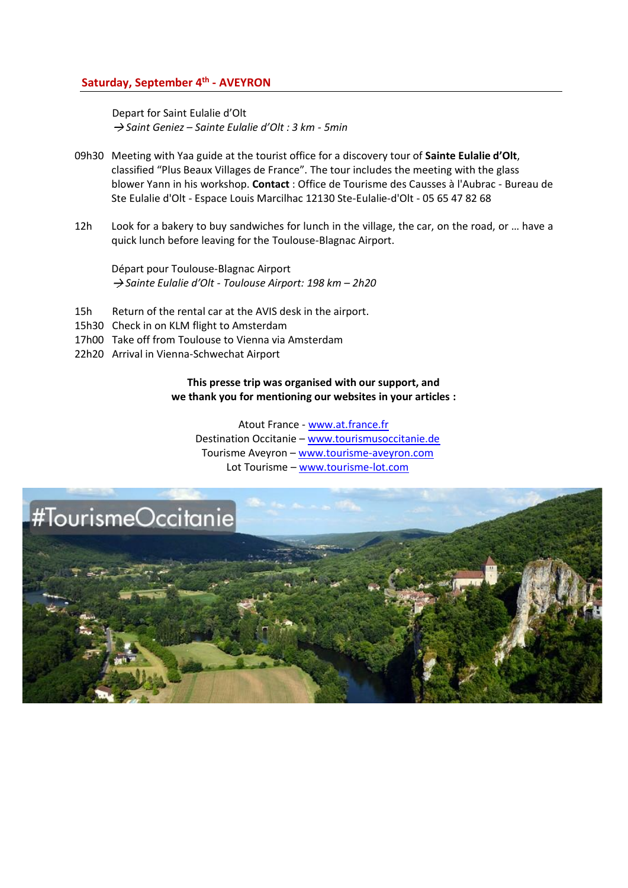## Saturday, September 4th - AVEYRON

Depart for Saint Eulalie d'Olt
→ *Saint Geniez – Sainte Eulalie d'Olt : 3 km - 5min*

09h30 Meeting with Yaa guide at the tourist office for a discovery tour of **Sainte Eulalie d'Olt**, classified "Plus Beaux Villages de France". The tour includes the meeting with the glass blower Yann in his workshop. **Contact** : Office de Tourisme des Causses à l'Aubrac - Bureau de Ste Eulalie d'Olt - Espace Louis Marcilhac 12130 Ste-Eulalie-d'Olt - 05 65 47 82 68

12h Look for a bakery to buy sandwiches for lunch in the village, the car, on the road, or … have a quick lunch before leaving for the Toulouse-Blagnac Airport.

Départ pour Toulouse-Blagnac Airport
→ *Sainte Eulalie d'Olt - Toulouse Airport: 198 km – 2h20*

15h Return of the rental car at the AVIS desk in the airport.
15h30 Check in on KLM flight to Amsterdam
17h00 Take off from Toulouse to Vienna via Amsterdam
22h20 Arrival in Vienna-Schwechat Airport

**This presse trip was organised with our support, and we thank you for mentioning our websites in your articles :**

Atout France - www.at.france.fr
Destination Occitanie – www.tourismusoccitanie.de
Tourisme Aveyron – www.tourisme-aveyron.com
Lot Tourisme – www.tourisme-lot.com

#TourismeOccitanie